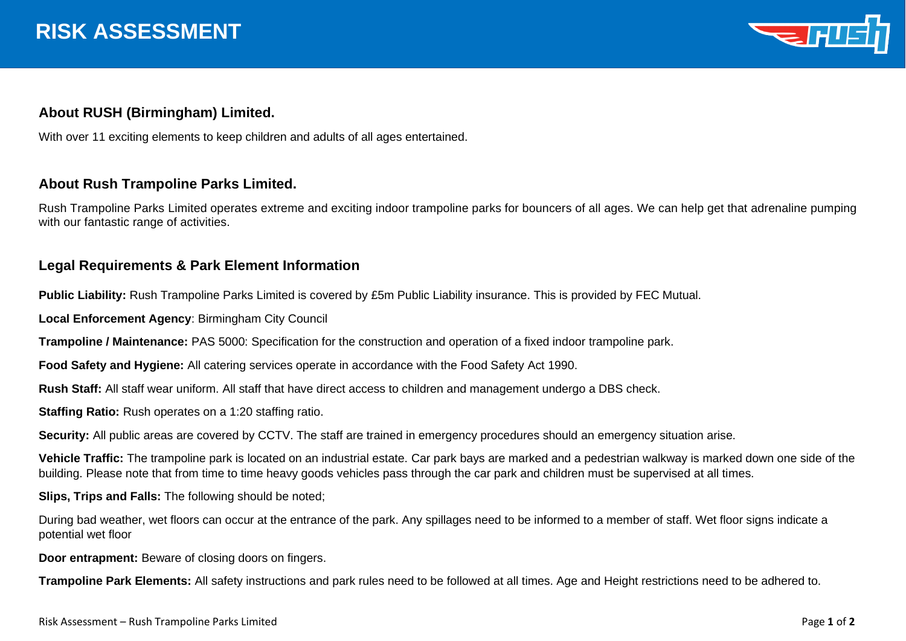# RISK ASSESSMENT

## About RUSH (Birmingham) Limited.

With over 11 exciting elements to keep children and adults of all ages entertained.

## About Rush Trampoline Parks Limited.

Rush Trampoline Parks Limited operates extreme and exciting indoor trampoline parks for bouncers of all ages. We can help get that adrenaline pumping with our fantastic range of activities.

## Legal Requirements & Park Element Information

**Public Liability:** Rush Trampoline Parks Limited is covered by £5m Public Liability insurance. This is provided by FEC Mutual.

**Local Enforcement Agency**: Birmingham City Council

**Trampoline / Maintenance:** PAS 5000: Specification for the construction and operation of a fixed indoor trampoline park.

**Food Safety and Hygiene:** All catering services operate in accordance with the Food Safety Act 1990.

**Rush Staff:** All staff wear uniform. All staff that have direct access to children and management undergo a DBS check.

**Staffing Ratio:** Rush operates on a 1:20 staffing ratio.

**Security:** All public areas are covered by CCTV. The staff are trained in emergency procedures should an emergency situation arise.

**Vehicle Traffic:** The trampoline park is located on an industrial estate. Car park bays are marked and a pedestrian walkway is marked down one side of the building. Please note that from time to time heavy goods vehicles pass through the car park and children must be supervised at all times.

**Slips, Trips and Falls:** The following should be noted;

During bad weather, wet floors can occur at the entrance of the park. Any spillages need to be informed to a member of staff. Wet floor signs indicate a potential wet floor

**Door entrapment:** Beware of closing doors on fingers.

**Trampoline Park Elements:** All safety instructions and park rules need to be followed at all times. Age and Height restrictions need to be adhered to.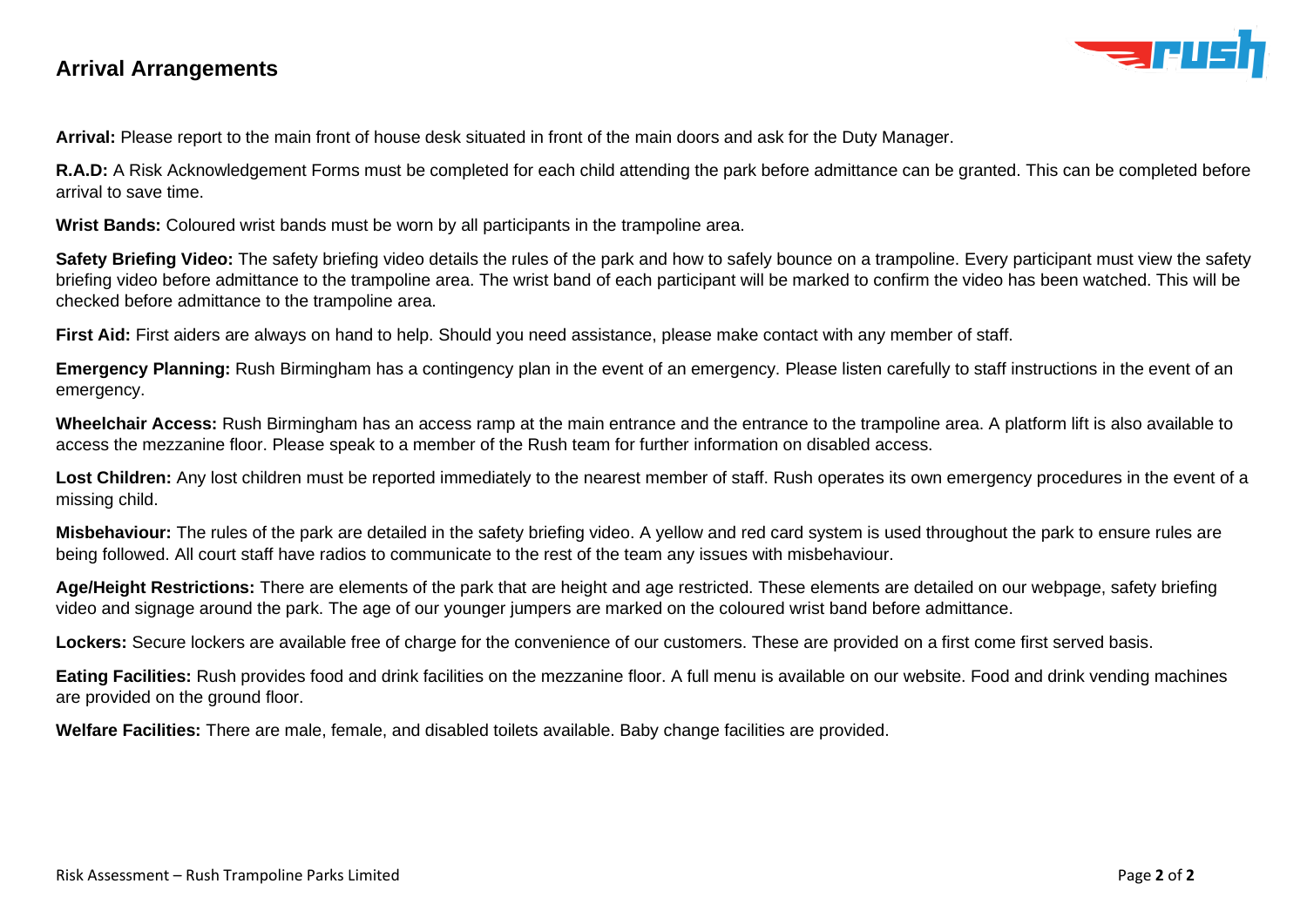## Arrival Arrangements

**Arrival:** Please report to the main front of house desk situated in front of the main doors and ask for the Duty Manager.

**R.A.D:** A Risk Acknowledgement Forms must be completed for each child attending the park before admittance can be granted. This can be completed before arrival to save time.

**Wrist Bands:** Coloured wrist bands must be worn by all participants in the trampoline area.

**Safety Briefing Video:** The safety briefing video details the rules of the park and how to safely bounce on a trampoline. Every participant must view the safety briefing video before admittance to the trampoline area. The wrist band of each participant will be marked to confirm the video has been watched. This will be checked before admittance to the trampoline area.

**First Aid:** First aiders are always on hand to help. Should you need assistance, please make contact with any member of staff.

**Emergency Planning:** Rush Birmingham has a contingency plan in the event of an emergency. Please listen carefully to staff instructions in the event of an emergency.

**Wheelchair Access:** Rush Birmingham has an access ramp at the main entrance and the entrance to the trampoline area. A platform lift is also available to access the mezzanine floor. Please speak to a member of the Rush team for further information on disabled access.

**Lost Children:** Any lost children must be reported immediately to the nearest member of staff. Rush operates its own emergency procedures in the event of a missing child.

**Misbehaviour:** The rules of the park are detailed in the safety briefing video. A yellow and red card system is used throughout the park to ensure rules are being followed. All court staff have radios to communicate to the rest of the team any issues with misbehaviour.

**Age/Height Restrictions:** There are elements of the park that are height and age restricted. These elements are detailed on our webpage, safety briefing video and signage around the park. The age of our younger jumpers are marked on the coloured wrist band before admittance.

**Lockers:** Secure lockers are available free of charge for the convenience of our customers. These are provided on a first come first served basis.

**Eating Facilities:** Rush provides food and drink facilities on the mezzanine floor. A full menu is available on our website. Food and drink vending machines are provided on the ground floor.

**Welfare Facilities:** There are male, female, and disabled toilets available. Baby change facilities are provided.